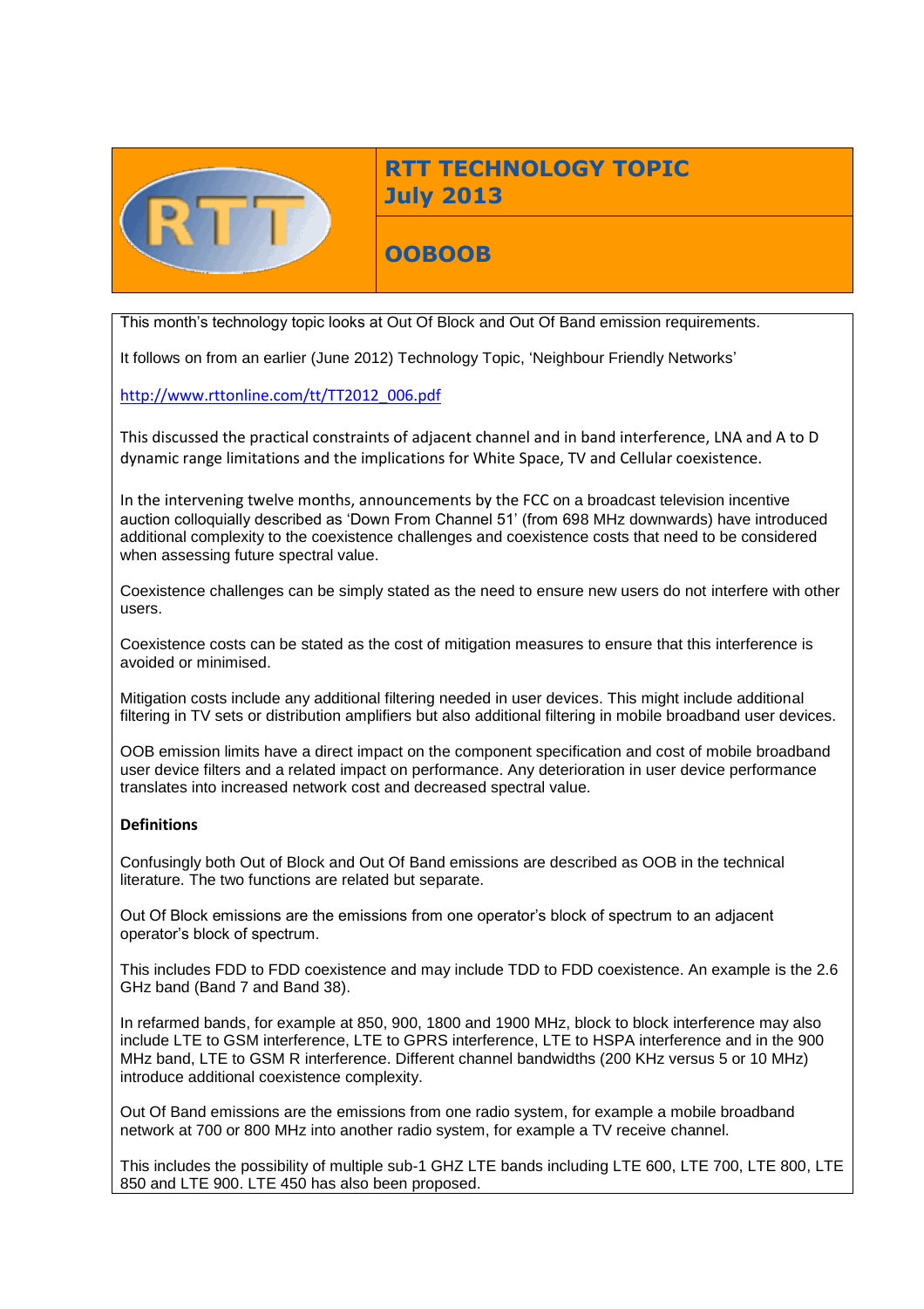# RTT TECHNOLOGY TOPIC
# July 2013

## OOBOOB

This month's technology topic looks at Out Of Block and Out Of Band emission requirements.

It follows on from an earlier (June 2012) Technology Topic, 'Neighbour Friendly Networks'

http://www.rttonline.com/tt/TT2012_006.pdf

This discussed the practical constraints of adjacent channel and in band interference, LNA and A to D dynamic range limitations and the implications for White Space, TV and Cellular coexistence.

In the intervening twelve months, announcements by the FCC on a broadcast television incentive auction colloquially described as 'Down From Channel 51' (from 698 MHz downwards) have introduced additional complexity to the coexistence challenges and coexistence costs that need to be considered when assessing future spectral value.

Coexistence challenges can be simply stated as the need to ensure new users do not interfere with other users.

Coexistence costs can be stated as the cost of mitigation measures to ensure that this interference is avoided or minimised.

Mitigation costs include any additional filtering needed in user devices. This might include additional filtering in TV sets or distribution amplifiers but also additional filtering in mobile broadband user devices.

OOB emission limits have a direct impact on the component specification and cost of mobile broadband user device filters and a related impact on performance. Any deterioration in user device performance translates into increased network cost and decreased spectral value.

**Definitions**

Confusingly both Out of Block and Out Of Band emissions are described as OOB in the technical literature. The two functions are related but separate.

Out Of Block emissions are the emissions from one operator's block of spectrum to an adjacent operator's block of spectrum.

This includes FDD to FDD coexistence and may include TDD to FDD coexistence. An example is the 2.6 GHz band (Band 7 and Band 38).

In refarmed bands, for example at 850, 900, 1800 and 1900 MHz, block to block interference may also include LTE to GSM interference, LTE to GPRS interference, LTE to HSPA interference and in the 900 MHz band, LTE to GSM R interference. Different channel bandwidths (200 KHz versus 5 or 10 MHz) introduce additional coexistence complexity.

Out Of Band emissions are the emissions from one radio system, for example a mobile broadband network at 700 or 800 MHz into another radio system, for example a TV receive channel.

This includes the possibility of multiple sub-1 GHZ LTE bands including LTE 600, LTE 700, LTE 800, LTE 850 and LTE 900. LTE 450 has also been proposed.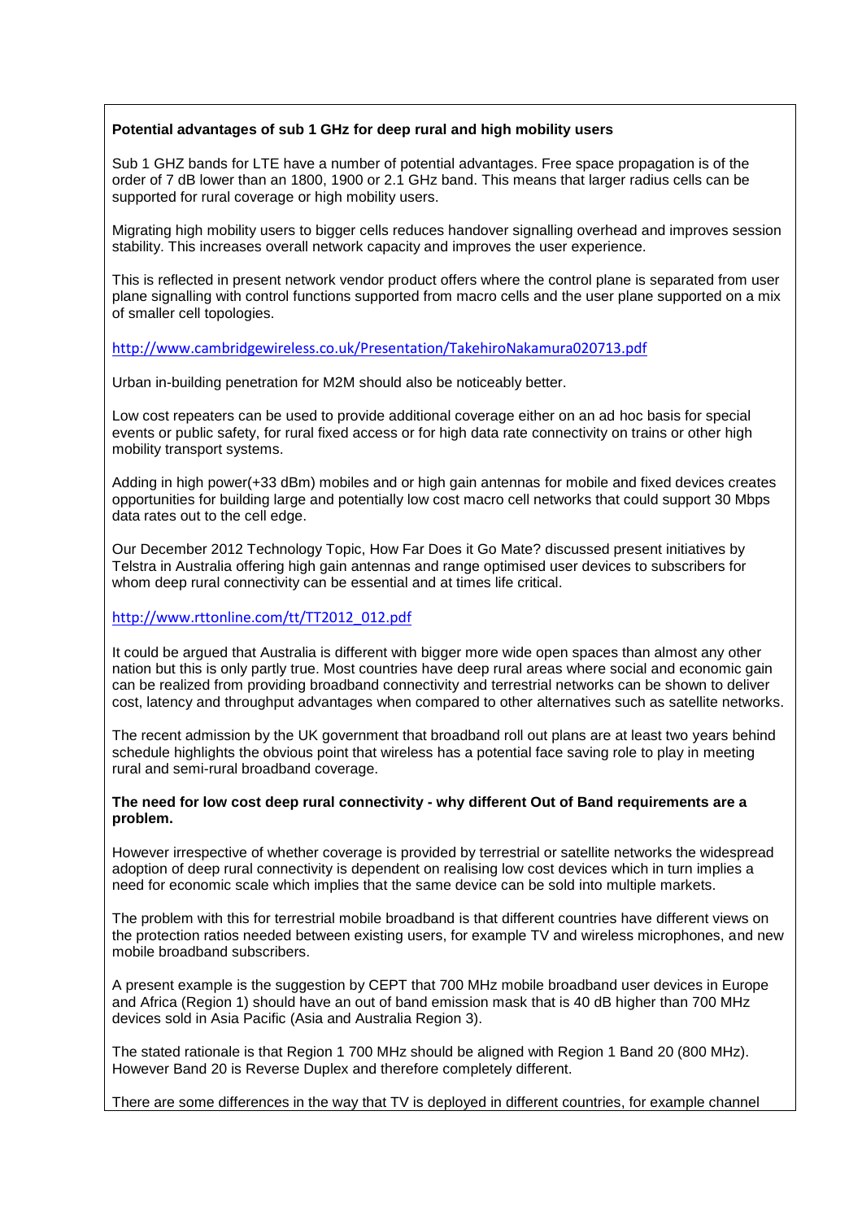**Potential advantages of sub 1 GHz for deep rural and high mobility users**

Sub 1 GHZ bands for LTE have a number of potential advantages. Free space propagation is of the order of 7 dB lower than an 1800, 1900 or 2.1 GHz band. This means that larger radius cells can be supported for rural coverage or high mobility users.

Migrating high mobility users to bigger cells reduces handover signalling overhead and improves session stability. This increases overall network capacity and improves the user experience.

This is reflected in present network vendor product offers where the control plane is separated from user plane signalling with control functions supported from macro cells and the user plane supported on a mix of smaller cell topologies.

http://www.cambridgewireless.co.uk/Presentation/TakehiroNakamura020713.pdf

Urban in-building penetration for M2M should also be noticeably better.

Low cost repeaters can be used to provide additional coverage either on an ad hoc basis for special events or public safety, for rural fixed access or for high data rate connectivity on trains or other high mobility transport systems.

Adding in high power(+33 dBm) mobiles and or high gain antennas for mobile and fixed devices creates opportunities for building large and potentially low cost macro cell networks that could support 30 Mbps data rates out to the cell edge.

Our December 2012 Technology Topic, How Far Does it Go Mate? discussed present initiatives by Telstra in Australia offering high gain antennas and range optimised user devices to subscribers for whom deep rural connectivity can be essential and at times life critical.

http://www.rttonline.com/tt/TT2012_012.pdf

It could be argued that Australia is different with bigger more wide open spaces than almost any other nation but this is only partly true. Most countries have deep rural areas where social and economic gain can be realized from providing broadband connectivity and terrestrial networks can be shown to deliver cost, latency and throughput advantages when compared to other alternatives such as satellite networks.

The recent admission by the UK government that broadband roll out plans are at least two years behind schedule highlights the obvious point that wireless has a potential face saving role to play in meeting rural and semi-rural broadband coverage.

**The need for low cost deep rural connectivity - why different Out of Band requirements are a problem.**

However irrespective of whether coverage is provided by terrestrial or satellite networks the widespread adoption of deep rural connectivity is dependent on realising low cost devices which in turn implies a need for economic scale which implies that the same device can be sold into multiple markets.

The problem with this for terrestrial mobile broadband is that different countries have different views on the protection ratios needed between existing users, for example TV and wireless microphones, and new mobile broadband subscribers.

A present example is the suggestion by CEPT that 700 MHz mobile broadband user devices in Europe and Africa (Region 1) should have an out of band emission mask that is 40 dB higher than 700 MHz devices sold in Asia Pacific (Asia and Australia Region 3).

The stated rationale is that Region 1 700 MHz should be aligned with Region 1 Band 20 (800 MHz). However Band 20 is Reverse Duplex and therefore completely different.

There are some differences in the way that TV is deployed in different countries, for example channel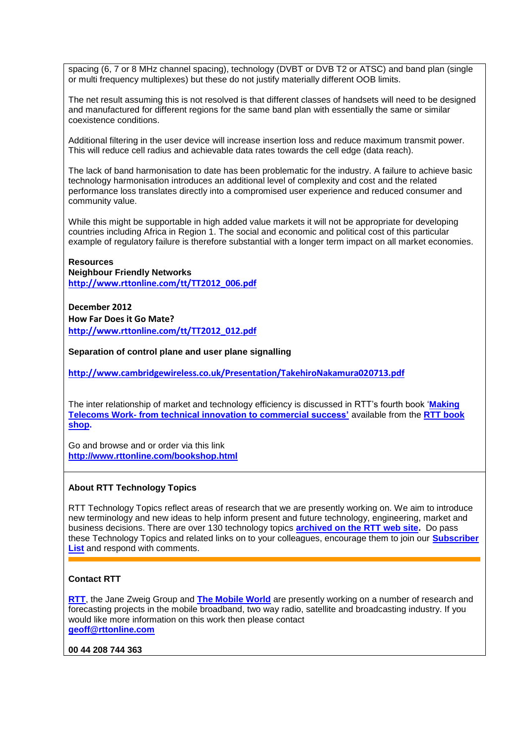spacing (6, 7 or 8 MHz channel spacing), technology (DVBT or DVB T2 or ATSC) and band plan (single or multi frequency multiplexes) but these do not justify materially different OOB limits.

The net result assuming this is not resolved is that different classes of handsets will need to be designed and manufactured for different regions for the same band plan with essentially the same or similar coexistence conditions.

Additional filtering in the user device will increase insertion loss and reduce maximum transmit power. This will reduce cell radius and achievable data rates towards the cell edge (data reach).

The lack of band harmonisation to date has been problematic for the industry. A failure to achieve basic technology harmonisation introduces an additional level of complexity and cost and the related performance loss translates directly into a compromised user experience and reduced consumer and community value.

While this might be supportable in high added value markets it will not be appropriate for developing countries including Africa in Region 1. The social and economic and political cost of this particular example of regulatory failure is therefore substantial with a longer term impact on all market economies.

**Resources**

**Neighbour Friendly Networks**
**http://www.rttonline.com/tt/TT2012_006.pdf**

**December 2012**
**How Far Does it Go Mate?**
**http://www.rttonline.com/tt/TT2012_012.pdf**

**Separation of control plane and user plane signalling**

**http://www.cambridgewireless.co.uk/Presentation/TakehiroNakamura020713.pdf**

The inter relationship of market and technology efficiency is discussed in RTT's fourth book '**Making Telecoms Work- from technical innovation to commercial success'** available from the **RTT book shop.**

Go and browse and or order via this link
**http://www.rttonline.com/bookshop.html**

**About RTT Technology Topics**

RTT Technology Topics reflect areas of research that we are presently working on. We aim to introduce new terminology and new ideas to help inform present and future technology, engineering, market and business decisions. There are over 130 technology topics **archived on the RTT web site.** Do pass these Technology Topics and related links on to your colleagues, encourage them to join our **Subscriber List** and respond with comments.

**Contact RTT**

**RTT**, the Jane Zweig Group and **The Mobile World** are presently working on a number of research and forecasting projects in the mobile broadband, two way radio, satellite and broadcasting industry. If you would like more information on this work then please contact
**geoff@rttonline.com**

**00 44 208 744 363**